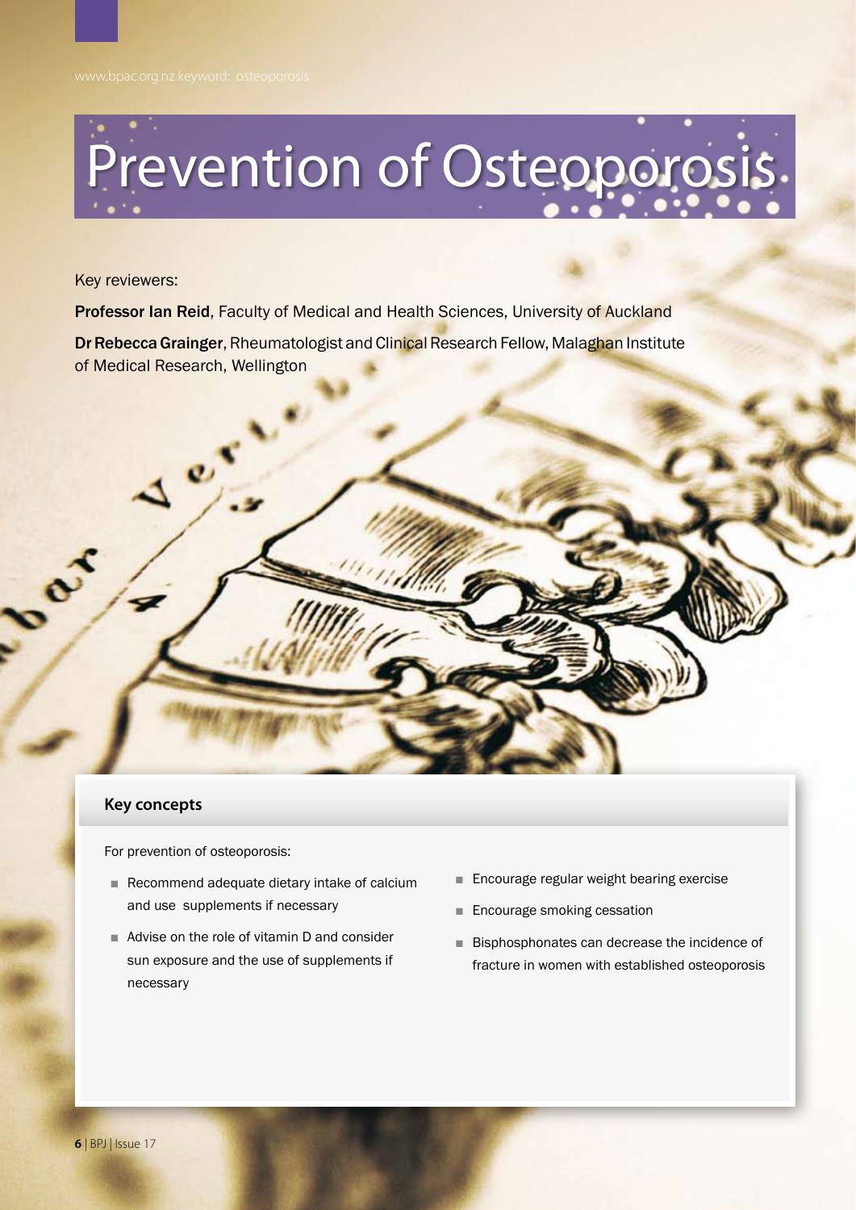www.bpac.org.nz keyword: osteoporosis

# Prevention of Osteoporosis

Key reviewers:

**Professor Ian Reid**, Faculty of Medical and Health Sciences, University of Auckland

**Dr Rebecca Grainger**, Rheumatologist and Clinical Research Fellow, Malaghan Institute of Medical Research, Wellington

## Key concepts

For prevention of osteoporosis:

- Recommend adequate dietary intake of calcium and use supplements if necessary
- Advise on the role of vitamin D and consider sun exposure and the use of supplements if necessary
- Encourage regular weight bearing exercise
- Encourage smoking cessation
- Bisphosphonates can decrease the incidence of fracture in women with established osteoporosis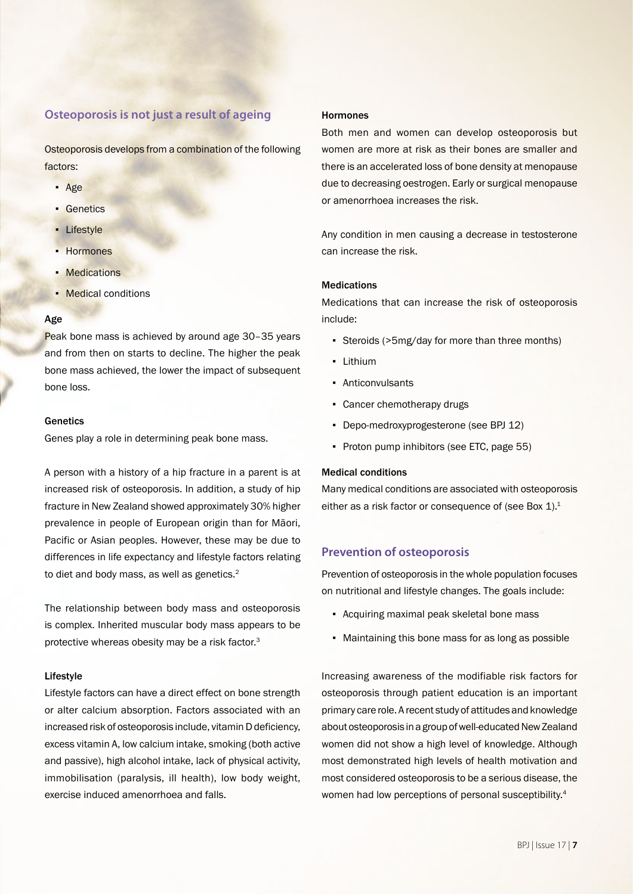## Osteoporosis is not just a result of ageing

Osteoporosis develops from a combination of the following factors:

- Age
- Genetics
- Lifestyle
- Hormones
- Medications
- Medical conditions

### Age

Peak bone mass is achieved by around age 30–35 years and from then on starts to decline. The higher the peak bone mass achieved, the lower the impact of subsequent bone loss.

### Genetics

Genes play a role in determining peak bone mass.

A person with a history of a hip fracture in a parent is at increased risk of osteoporosis. In addition, a study of hip fracture in New Zealand showed approximately 30% higher prevalence in people of European origin than for Māori, Pacific or Asian peoples. However, these may be due to differences in life expectancy and lifestyle factors relating to diet and body mass, as well as genetics.[2]

The relationship between body mass and osteoporosis is complex. Inherited muscular body mass appears to be protective whereas obesity may be a risk factor.[3]

### Lifestyle

Lifestyle factors can have a direct effect on bone strength or alter calcium absorption. Factors associated with an increased risk of osteoporosis include, vitamin D deficiency, excess vitamin A, low calcium intake, smoking (both active and passive), high alcohol intake, lack of physical activity, immobilisation (paralysis, ill health), low body weight, exercise induced amenorrhoea and falls.

### Hormones

Both men and women can develop osteoporosis but women are more at risk as their bones are smaller and there is an accelerated loss of bone density at menopause due to decreasing oestrogen. Early or surgical menopause or amenorrhoea increases the risk.

Any condition in men causing a decrease in testosterone can increase the risk.

### Medications

Medications that can increase the risk of osteoporosis include:

- Steroids (>5mg/day for more than three months)
- Lithium
- Anticonvulsants
- Cancer chemotherapy drugs
- Depo-medroxyprogesterone (see BPJ 12)
- Proton pump inhibitors (see ETC, page 55)

### Medical conditions

Many medical conditions are associated with osteoporosis either as a risk factor or consequence of (see Box 1).[1]

## Prevention of osteoporosis

Prevention of osteoporosis in the whole population focuses on nutritional and lifestyle changes. The goals include:

- Acquiring maximal peak skeletal bone mass
- Maintaining this bone mass for as long as possible

Increasing awareness of the modifiable risk factors for osteoporosis through patient education is an important primary care role. A recent study of attitudes and knowledge about osteoporosis in a group of well-educated New Zealand women did not show a high level of knowledge. Although most demonstrated high levels of health motivation and most considered osteoporosis to be a serious disease, the women had low perceptions of personal susceptibility.[4]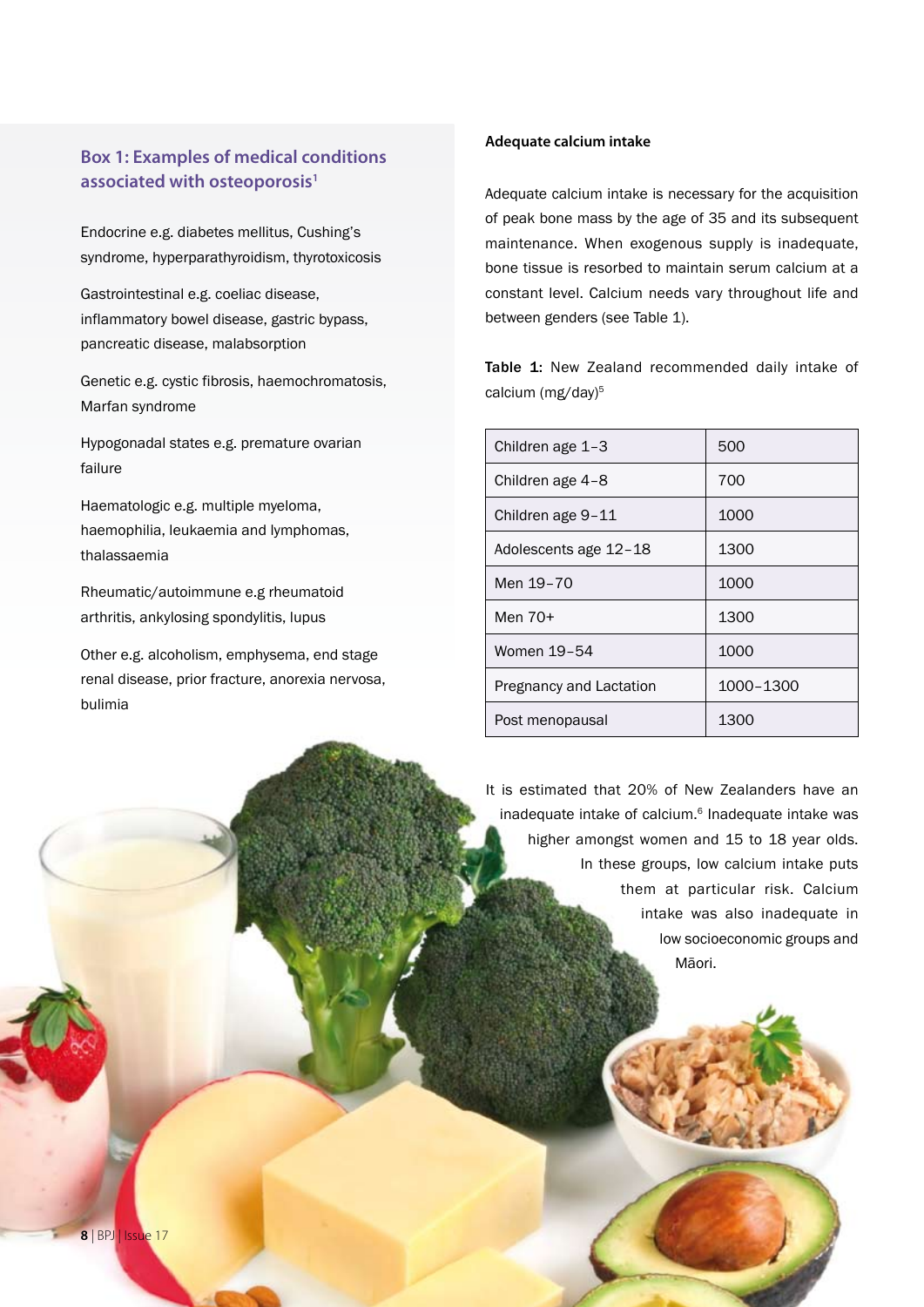### Box 1: Examples of medical conditions associated with osteoporosis[1]

Endocrine e.g. diabetes mellitus, Cushing's syndrome, hyperparathyroidism, thyrotoxicosis

Gastrointestinal e.g. coeliac disease, inflammatory bowel disease, gastric bypass, pancreatic disease, malabsorption

Genetic e.g. cystic fibrosis, haemochromatosis, Marfan syndrome

Hypogonadal states e.g. premature ovarian failure

Haematologic e.g. multiple myeloma, haemophilia, leukaemia and lymphomas, thalassaemia

Rheumatic/autoimmune e.g rheumatoid arthritis, ankylosing spondylitis, lupus

Other e.g. alcoholism, emphysema, end stage renal disease, prior fracture, anorexia nervosa, bulimia

**Adequate calcium intake**

Adequate calcium intake is necessary for the acquisition of peak bone mass by the age of 35 and its subsequent maintenance. When exogenous supply is inadequate, bone tissue is resorbed to maintain serum calcium at a constant level. Calcium needs vary throughout life and between genders (see Table 1).

**Table 1:** New Zealand recommended daily intake of calcium (mg/day)[5]

| | |
|---|---|
| Children age 1–3 | 500 |
| Children age 4–8 | 700 |
| Children age 9–11 | 1000 |
| Adolescents age 12–18 | 1300 |
| Men 19–70 | 1000 |
| Men 70+ | 1300 |
| Women 19–54 | 1000 |
| Pregnancy and Lactation | 1000–1300 |
| Post menopausal | 1300 |

It is estimated that 20% of New Zealanders have an inadequate intake of calcium.[6] Inadequate intake was higher amongst women and 15 to 18 year olds. In these groups, low calcium intake puts them at particular risk. Calcium intake was also inadequate in low socioeconomic groups and Māori.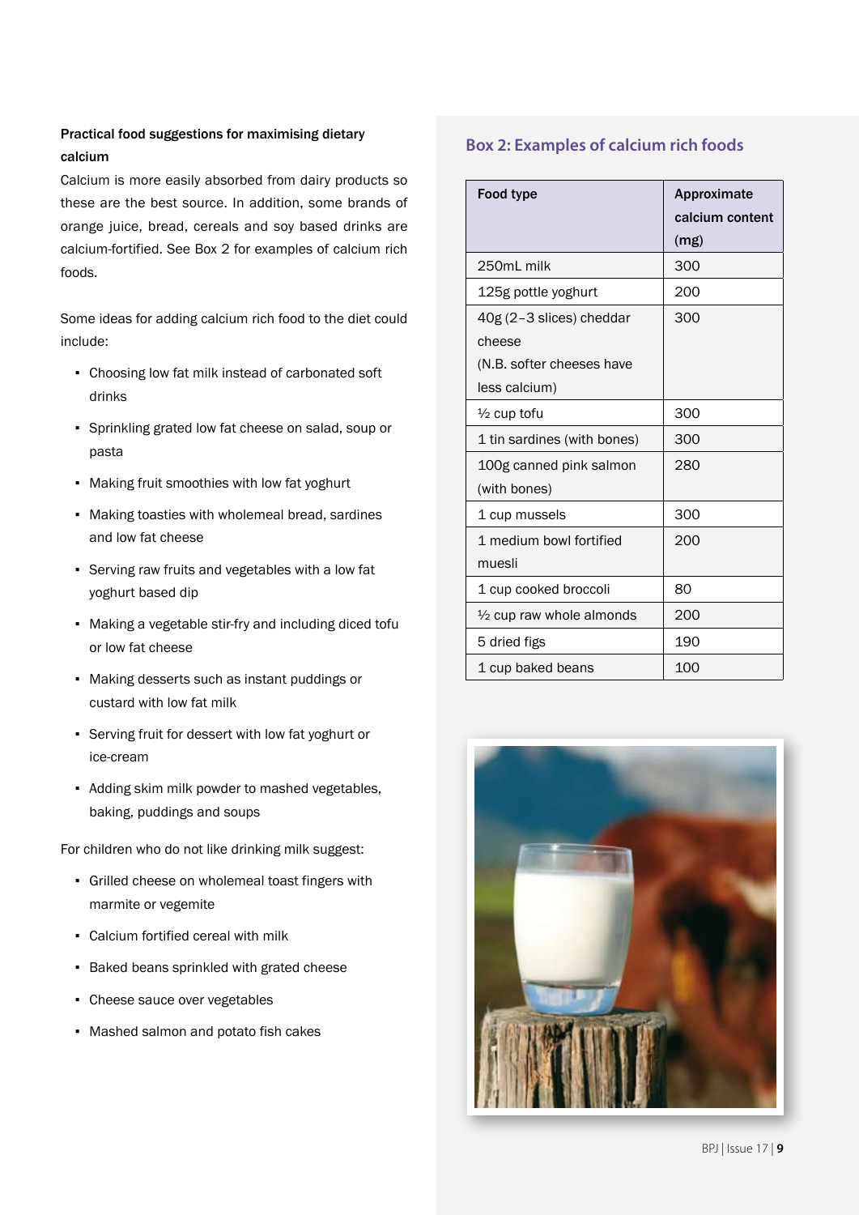**Practical food suggestions for maximising dietary calcium**

Calcium is more easily absorbed from dairy products so these are the best source. In addition, some brands of orange juice, bread, cereals and soy based drinks are calcium-fortified. See Box 2 for examples of calcium rich foods.

Some ideas for adding calcium rich food to the diet could include:

- Choosing low fat milk instead of carbonated soft drinks
- Sprinkling grated low fat cheese on salad, soup or pasta
- Making fruit smoothies with low fat yoghurt
- Making toasties with wholemeal bread, sardines and low fat cheese
- Serving raw fruits and vegetables with a low fat yoghurt based dip
- Making a vegetable stir-fry and including diced tofu or low fat cheese
- Making desserts such as instant puddings or custard with low fat milk
- Serving fruit for dessert with low fat yoghurt or ice-cream
- Adding skim milk powder to mashed vegetables, baking, puddings and soups

For children who do not like drinking milk suggest:

- Grilled cheese on wholemeal toast fingers with marmite or vegemite
- Calcium fortified cereal with milk
- Baked beans sprinkled with grated cheese
- Cheese sauce over vegetables
- Mashed salmon and potato fish cakes

### Box 2: Examples of calcium rich foods

| Food type | Approximate calcium content (mg) |
|---|---|
| 250mL milk | 300 |
| 125g pottle yoghurt | 200 |
| 40g (2–3 slices) cheddar cheese (N.B. softer cheeses have less calcium) | 300 |
| ½ cup tofu | 300 |
| 1 tin sardines (with bones) | 300 |
| 100g canned pink salmon (with bones) | 280 |
| 1 cup mussels | 300 |
| 1 medium bowl fortified muesli | 200 |
| 1 cup cooked broccoli | 80 |
| ½ cup raw whole almonds | 200 |
| 5 dried figs | 190 |
| 1 cup baked beans | 100 |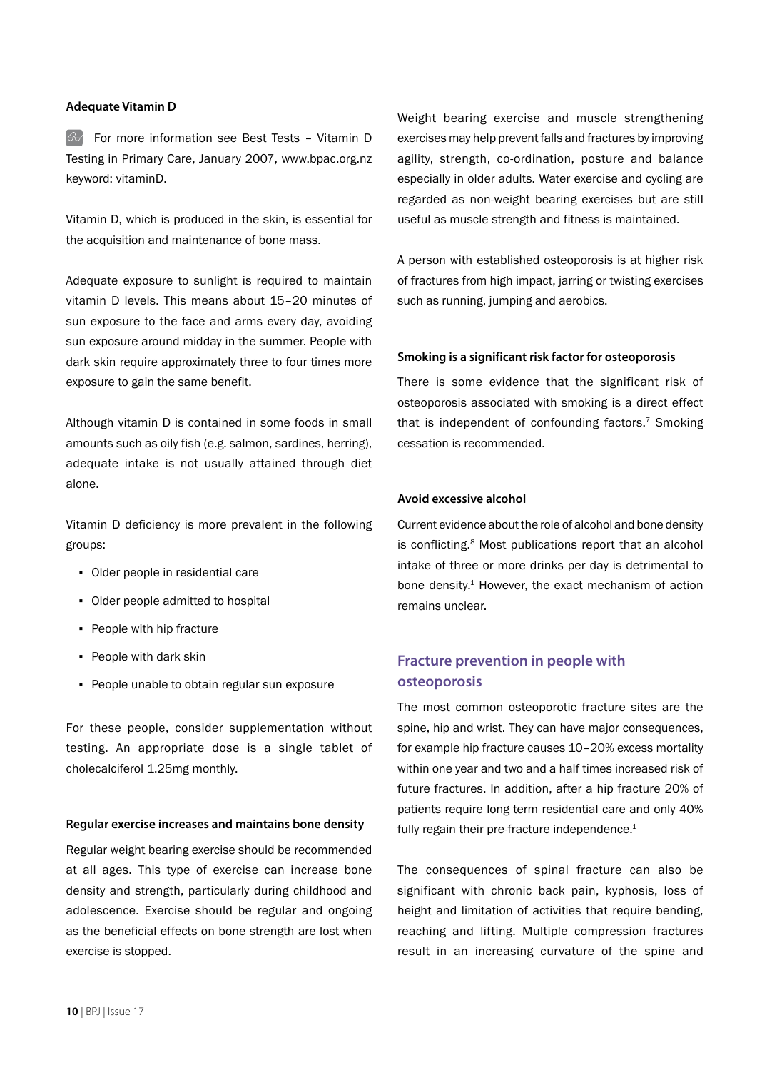### Adequate Vitamin D

For more information see Best Tests – Vitamin D Testing in Primary Care, January 2007, www.bpac.org.nz keyword: vitaminD.

Vitamin D, which is produced in the skin, is essential for the acquisition and maintenance of bone mass.

Adequate exposure to sunlight is required to maintain vitamin D levels. This means about 15–20 minutes of sun exposure to the face and arms every day, avoiding sun exposure around midday in the summer. People with dark skin require approximately three to four times more exposure to gain the same benefit.

Although vitamin D is contained in some foods in small amounts such as oily fish (e.g. salmon, sardines, herring), adequate intake is not usually attained through diet alone.

Vitamin D deficiency is more prevalent in the following groups:

- Older people in residential care
- Older people admitted to hospital
- People with hip fracture
- People with dark skin
- People unable to obtain regular sun exposure

For these people, consider supplementation without testing. An appropriate dose is a single tablet of cholecalciferol 1.25mg monthly.

### Regular exercise increases and maintains bone density

Regular weight bearing exercise should be recommended at all ages. This type of exercise can increase bone density and strength, particularly during childhood and adolescence. Exercise should be regular and ongoing as the beneficial effects on bone strength are lost when exercise is stopped.

Weight bearing exercise and muscle strengthening exercises may help prevent falls and fractures by improving agility, strength, co-ordination, posture and balance especially in older adults. Water exercise and cycling are regarded as non-weight bearing exercises but are still useful as muscle strength and fitness is maintained.

A person with established osteoporosis is at higher risk of fractures from high impact, jarring or twisting exercises such as running, jumping and aerobics.

### Smoking is a significant risk factor for osteoporosis

There is some evidence that the significant risk of osteoporosis associated with smoking is a direct effect that is independent of confounding factors.[7] Smoking cessation is recommended.

### Avoid excessive alcohol

Current evidence about the role of alcohol and bone density is conflicting.[8] Most publications report that an alcohol intake of three or more drinks per day is detrimental to bone density.[1] However, the exact mechanism of action remains unclear.

## Fracture prevention in people with osteoporosis

The most common osteoporotic fracture sites are the spine, hip and wrist. They can have major consequences, for example hip fracture causes 10–20% excess mortality within one year and two and a half times increased risk of future fractures. In addition, after a hip fracture 20% of patients require long term residential care and only 40% fully regain their pre-fracture independence.[1]

The consequences of spinal fracture can also be significant with chronic back pain, kyphosis, loss of height and limitation of activities that require bending, reaching and lifting. Multiple compression fractures result in an increasing curvature of the spine and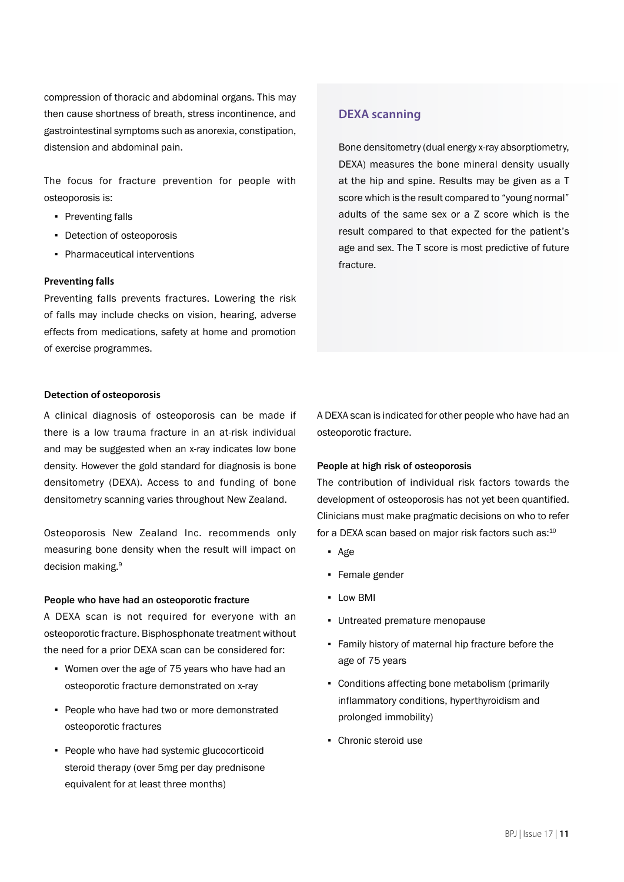compression of thoracic and abdominal organs. This may then cause shortness of breath, stress incontinence, and gastrointestinal symptoms such as anorexia, constipation, distension and abdominal pain.

The focus for fracture prevention for people with osteoporosis is:

- Preventing falls
- Detection of osteoporosis
- Pharmaceutical interventions

#### Preventing falls

Preventing falls prevents fractures. Lowering the risk of falls may include checks on vision, hearing, adverse effects from medications, safety at home and promotion of exercise programmes.

### DEXA scanning

Bone densitometry (dual energy x-ray absorptiometry, DEXA) measures the bone mineral density usually at the hip and spine. Results may be given as a T score which is the result compared to "young normal" adults of the same sex or a Z score which is the result compared to that expected for the patient's age and sex. The T score is most predictive of future fracture.

#### Detection of osteoporosis

A clinical diagnosis of osteoporosis can be made if there is a low trauma fracture in an at-risk individual and may be suggested when an x-ray indicates low bone density. However the gold standard for diagnosis is bone densitometry (DEXA). Access to and funding of bone densitometry scanning varies throughout New Zealand.

Osteoporosis New Zealand Inc. recommends only measuring bone density when the result will impact on decision making.[9]

#### People who have had an osteoporotic fracture

A DEXA scan is not required for everyone with an osteoporotic fracture. Bisphosphonate treatment without the need for a prior DEXA scan can be considered for:

- Women over the age of 75 years who have had an osteoporotic fracture demonstrated on x-ray
- People who have had two or more demonstrated osteoporotic fractures
- People who have had systemic glucocorticoid steroid therapy (over 5mg per day prednisone equivalent for at least three months)

A DEXA scan is indicated for other people who have had an osteoporotic fracture.

#### People at high risk of osteoporosis

The contribution of individual risk factors towards the development of osteoporosis has not yet been quantified. Clinicians must make pragmatic decisions on who to refer for a DEXA scan based on major risk factors such as:[10]

- Age
- Female gender
- Low BMI
- Untreated premature menopause
- Family history of maternal hip fracture before the age of 75 years
- Conditions affecting bone metabolism (primarily inflammatory conditions, hyperthyroidism and prolonged immobility)
- Chronic steroid use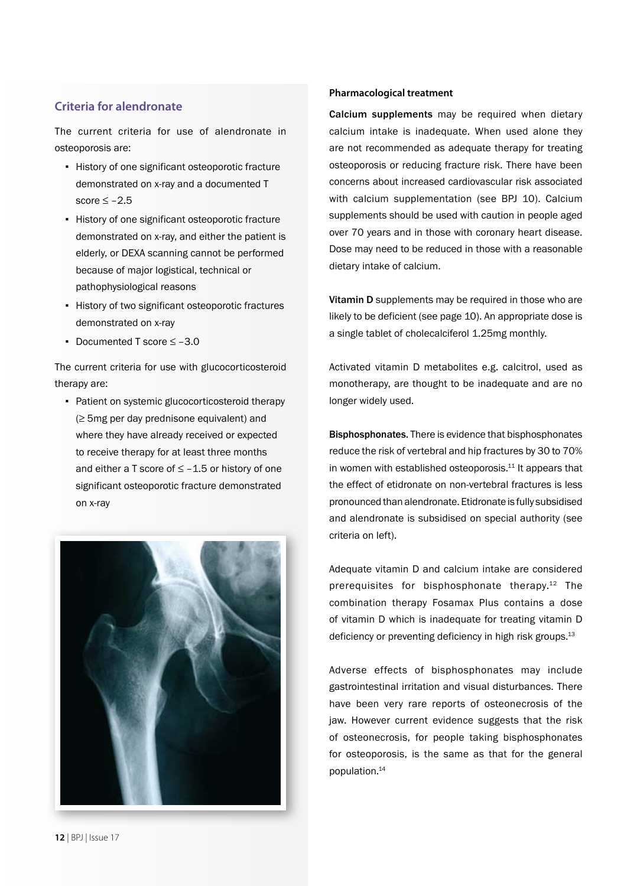## Criteria for alendronate

The current criteria for use of alendronate in osteoporosis are:

- History of one significant osteoporotic fracture demonstrated on x-ray and a documented T score ≤ –2.5
- History of one significant osteoporotic fracture demonstrated on x-ray, and either the patient is elderly, or DEXA scanning cannot be performed because of major logistical, technical or pathophysiological reasons
- History of two significant osteoporotic fractures demonstrated on x-ray
- Documented T score ≤ –3.0

The current criteria for use with glucocorticosteroid therapy are:

- Patient on systemic glucocorticosteroid therapy (≥ 5mg per day prednisone equivalent) and where they have already received or expected to receive therapy for at least three months and either a T score of ≤ –1.5 or history of one significant osteoporotic fracture demonstrated on x-ray

### Pharmacological treatment

**Calcium supplements** may be required when dietary calcium intake is inadequate. When used alone they are not recommended as adequate therapy for treating osteoporosis or reducing fracture risk. There have been concerns about increased cardiovascular risk associated with calcium supplementation (see BPJ 10). Calcium supplements should be used with caution in people aged over 70 years and in those with coronary heart disease. Dose may need to be reduced in those with a reasonable dietary intake of calcium.

**Vitamin D** supplements may be required in those who are likely to be deficient (see page 10). An appropriate dose is a single tablet of cholecalciferol 1.25mg monthly.

Activated vitamin D metabolites e.g. calcitrol, used as monotherapy, are thought to be inadequate and are no longer widely used.

**Bisphosphonates.** There is evidence that bisphosphonates reduce the risk of vertebral and hip fractures by 30 to 70% in women with established osteoporosis.[11] It appears that the effect of etidronate on non-vertebral fractures is less pronounced than alendronate. Etidronate is fully subsidised and alendronate is subsidised on special authority (see criteria on left).

Adequate vitamin D and calcium intake are considered prerequisites for bisphosphonate therapy.[12] The combination therapy Fosamax Plus contains a dose of vitamin D which is inadequate for treating vitamin D deficiency or preventing deficiency in high risk groups.[13]

Adverse effects of bisphosphonates may include gastrointestinal irritation and visual disturbances. There have been very rare reports of osteonecrosis of the jaw. However current evidence suggests that the risk of osteonecrosis, for people taking bisphosphonates for osteoporosis, is the same as that for the general population.[14]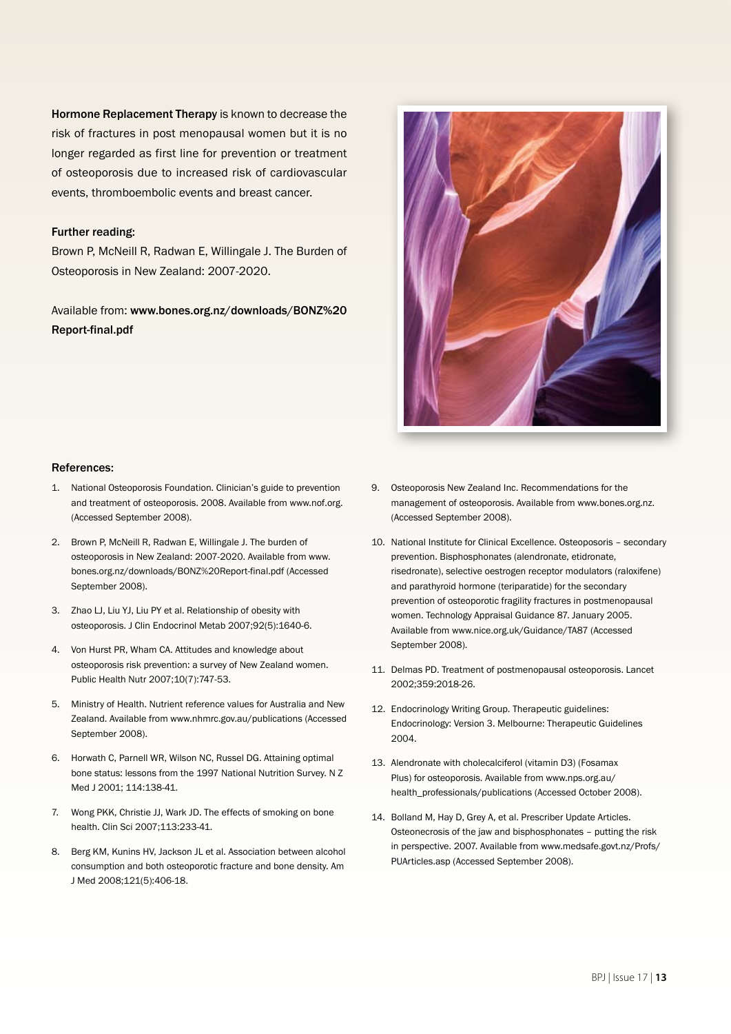**Hormone Replacement Therapy** is known to decrease the risk of fractures in post menopausal women but it is no longer regarded as first line for prevention or treatment of osteoporosis due to increased risk of cardiovascular events, thromboembolic events and breast cancer.

**Further reading:**

Brown P, McNeill R, Radwan E, Willingale J. The Burden of Osteoporosis in New Zealand: 2007-2020.

Available from: **www.bones.org.nz/downloads/BONZ%20Report-final.pdf**

### References:

1. National Osteoporosis Foundation. Clinician's guide to prevention and treatment of osteoporosis. 2008. Available from www.nof.org. (Accessed September 2008).
2. Brown P, McNeill R, Radwan E, Willingale J. The burden of osteoporosis in New Zealand: 2007-2020. Available from www.bones.org.nz/downloads/BONZ%20Report-final.pdf (Accessed September 2008).
3. Zhao LJ, Liu YJ, Liu PY et al. Relationship of obesity with osteoporosis. J Clin Endocrinol Metab 2007;92(5):1640-6.
4. Von Hurst PR, Wham CA. Attitudes and knowledge about osteoporosis risk prevention: a survey of New Zealand women. Public Health Nutr 2007;10(7):747-53.
5. Ministry of Health. Nutrient reference values for Australia and New Zealand. Available from www.nhmrc.gov.au/publications (Accessed September 2008).
6. Horwath C, Parnell WR, Wilson NC, Russel DG. Attaining optimal bone status: lessons from the 1997 National Nutrition Survey. N Z Med J 2001; 114:138-41.
7. Wong PKK, Christie JJ, Wark JD. The effects of smoking on bone health. Clin Sci 2007;113:233-41.
8. Berg KM, Kunins HV, Jackson JL et al. Association between alcohol consumption and both osteoporotic fracture and bone density. Am J Med 2008;121(5):406-18.
9. Osteoporosis New Zealand Inc. Recommendations for the management of osteoporosis. Available from www.bones.org.nz. (Accessed September 2008).
10. National Institute for Clinical Excellence. Osteoposoris – secondary prevention. Bisphosphonates (alendronate, etidronate, risedronate), selective oestrogen receptor modulators (raloxifene) and parathyroid hormone (teriparatide) for the secondary prevention of osteoporotic fragility fractures in postmenopausal women. Technology Appraisal Guidance 87. January 2005. Available from www.nice.org.uk/Guidance/TA87 (Accessed September 2008).
11. Delmas PD. Treatment of postmenopausal osteoporosis. Lancet 2002;359:2018-26.
12. Endocrinology Writing Group. Therapeutic guidelines: Endocrinology: Version 3. Melbourne: Therapeutic Guidelines 2004.
13. Alendronate with cholecalciferol (vitamin D3) (Fosamax Plus) for osteoporosis. Available from www.nps.org.au/health_professionals/publications (Accessed October 2008).
14. Bolland M, Hay D, Grey A, et al. Prescriber Update Articles. Osteonecrosis of the jaw and bisphosphonates – putting the risk in perspective. 2007. Available from www.medsafe.govt.nz/Profs/PUArticles.asp (Accessed September 2008).